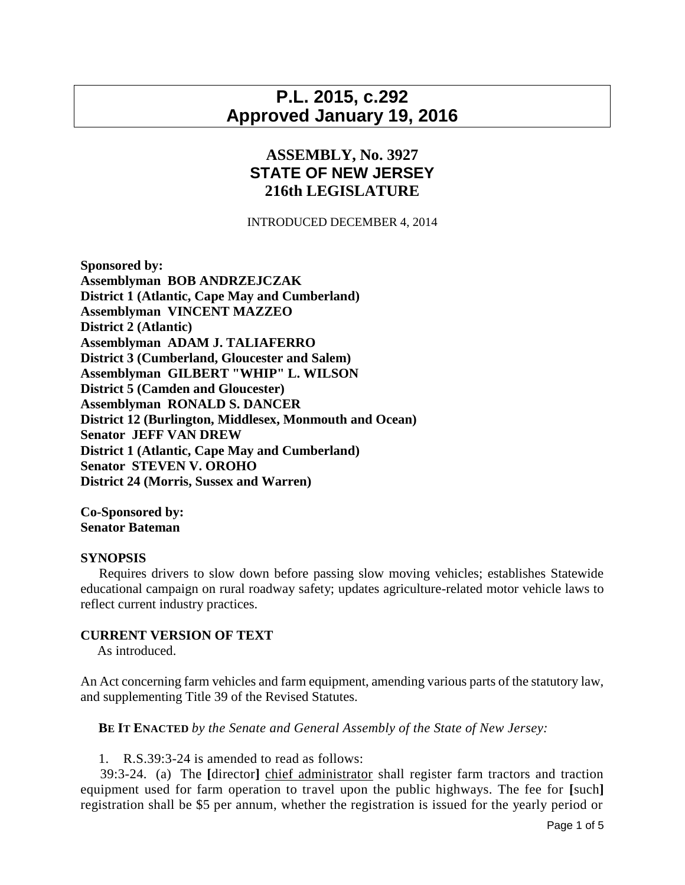# P.L. 2015, c.292
# Approved January 19, 2016

## ASSEMBLY, No. 3927
## STATE OF NEW JERSEY
## 216th LEGISLATURE

INTRODUCED DECEMBER 4, 2014

**Sponsored by:**
**Assemblyman BOB ANDRZEJCZAK**
**District 1 (Atlantic, Cape May and Cumberland)**
**Assemblyman VINCENT MAZZEO**
**District 2 (Atlantic)**
**Assemblyman ADAM J. TALIAFERRO**
**District 3 (Cumberland, Gloucester and Salem)**
**Assemblyman GILBERT "WHIP" L. WILSON**
**District 5 (Camden and Gloucester)**
**Assemblyman RONALD S. DANCER**
**District 12 (Burlington, Middlesex, Monmouth and Ocean)**
**Senator JEFF VAN DREW**
**District 1 (Atlantic, Cape May and Cumberland)**
**Senator STEVEN V. OROHO**
**District 24 (Morris, Sussex and Warren)**

**Co-Sponsored by:**
**Senator Bateman**

**SYNOPSIS**

Requires drivers to slow down before passing slow moving vehicles; establishes Statewide educational campaign on rural roadway safety; updates agriculture-related motor vehicle laws to reflect current industry practices.

**CURRENT VERSION OF TEXT**

As introduced.

An Act concerning farm vehicles and farm equipment, amending various parts of the statutory law, and supplementing Title 39 of the Revised Statutes.

**BE IT ENACTED** *by the Senate and General Assembly of the State of New Jersey:*

1. R.S.39:3-24 is amended to read as follows:

39:3-24. (a) The **[**director**]** <u>chief administrator</u> shall register farm tractors and traction equipment used for farm operation to travel upon the public highways. The fee for **[**such**]** registration shall be $5 per annum, whether the registration is issued for the yearly period or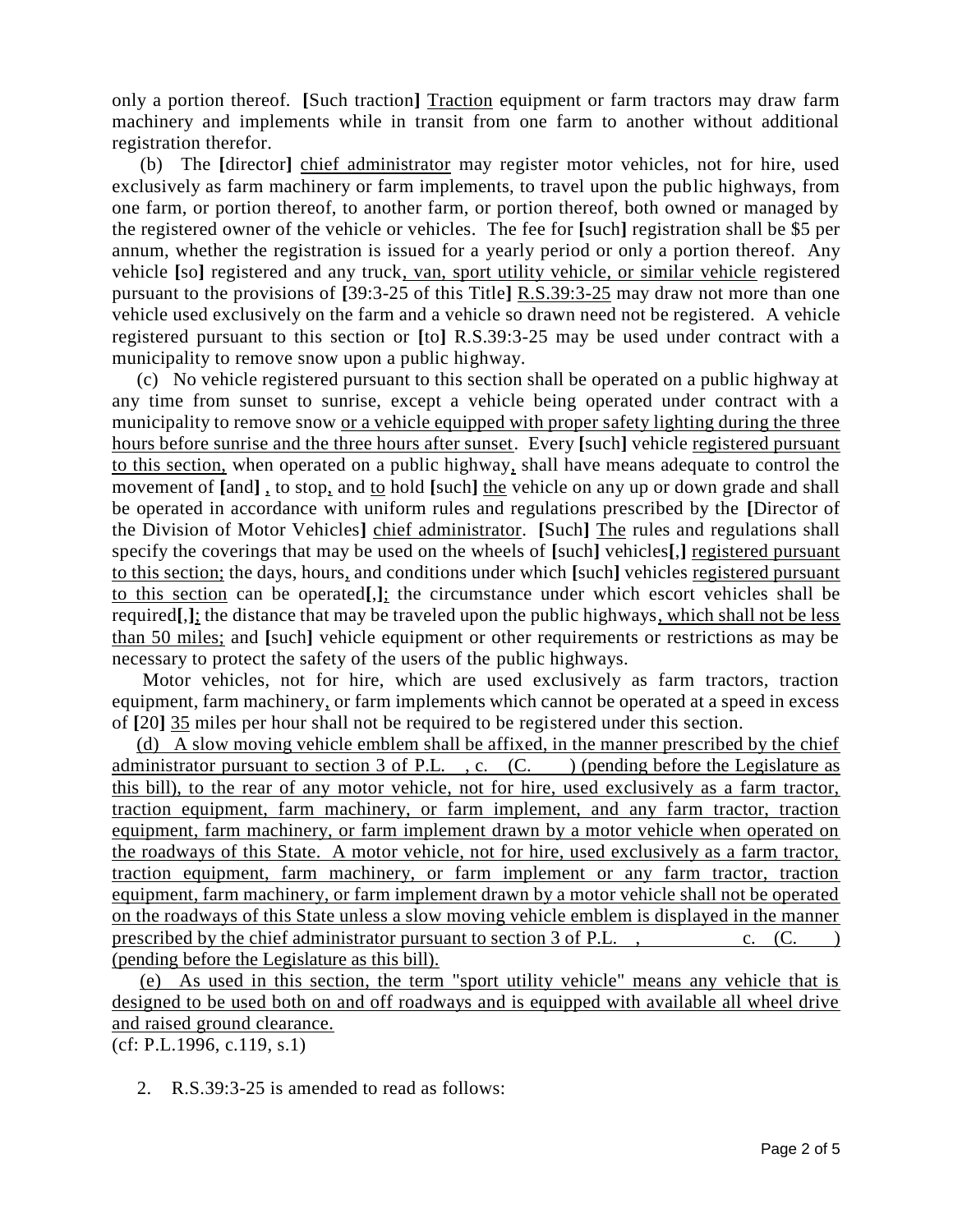only a portion thereof. [Such traction] Traction equipment or farm tractors may draw farm machinery and implements while in transit from one farm to another without additional registration therefor.

(b) The [director] chief administrator may register motor vehicles, not for hire, used exclusively as farm machinery or farm implements, to travel upon the public highways, from one farm, or portion thereof, to another farm, or portion thereof, both owned or managed by the registered owner of the vehicle or vehicles. The fee for [such] registration shall be $5 per annum, whether the registration is issued for a yearly period or only a portion thereof. Any vehicle [so] registered and any truck, van, sport utility vehicle, or similar vehicle registered pursuant to the provisions of [39:3-25 of this Title] R.S.39:3-25 may draw not more than one vehicle used exclusively on the farm and a vehicle so drawn need not be registered. A vehicle registered pursuant to this section or [to] R.S.39:3-25 may be used under contract with a municipality to remove snow upon a public highway.

(c) No vehicle registered pursuant to this section shall be operated on a public highway at any time from sunset to sunrise, except a vehicle being operated under contract with a municipality to remove snow or a vehicle equipped with proper safety lighting during the three hours before sunrise and the three hours after sunset. Every [such] vehicle registered pursuant to this section, when operated on a public highway, shall have means adequate to control the movement of [and] , to stop, and to hold [such] the vehicle on any up or down grade and shall be operated in accordance with uniform rules and regulations prescribed by the [Director of the Division of Motor Vehicles] chief administrator. [Such] The rules and regulations shall specify the coverings that may be used on the wheels of [such] vehicles[,] registered pursuant to this section; the days, hours, and conditions under which [such] vehicles registered pursuant to this section can be operated[,]; the circumstance under which escort vehicles shall be required[,]; the distance that may be traveled upon the public highways, which shall not be less than 50 miles; and [such] vehicle equipment or other requirements or restrictions as may be necessary to protect the safety of the users of the public highways.

Motor vehicles, not for hire, which are used exclusively as farm tractors, traction equipment, farm machinery, or farm implements which cannot be operated at a speed in excess of [20] 35 miles per hour shall not be required to be registered under this section.

(d) A slow moving vehicle emblem shall be affixed, in the manner prescribed by the chief administrator pursuant to section 3 of P.L. , c. (C. ) (pending before the Legislature as this bill), to the rear of any motor vehicle, not for hire, used exclusively as a farm tractor, traction equipment, farm machinery, or farm implement, and any farm tractor, traction equipment, farm machinery, or farm implement drawn by a motor vehicle when operated on the roadways of this State. A motor vehicle, not for hire, used exclusively as a farm tractor, traction equipment, farm machinery, or farm implement or any farm tractor, traction equipment, farm machinery, or farm implement drawn by a motor vehicle shall not be operated on the roadways of this State unless a slow moving vehicle emblem is displayed in the manner prescribed by the chief administrator pursuant to section 3 of P.L. , c. (C. ) (pending before the Legislature as this bill).

(e) As used in this section, the term "sport utility vehicle" means any vehicle that is designed to be used both on and off roadways and is equipped with available all wheel drive and raised ground clearance.

(cf: P.L.1996, c.119, s.1)

2. R.S.39:3-25 is amended to read as follows: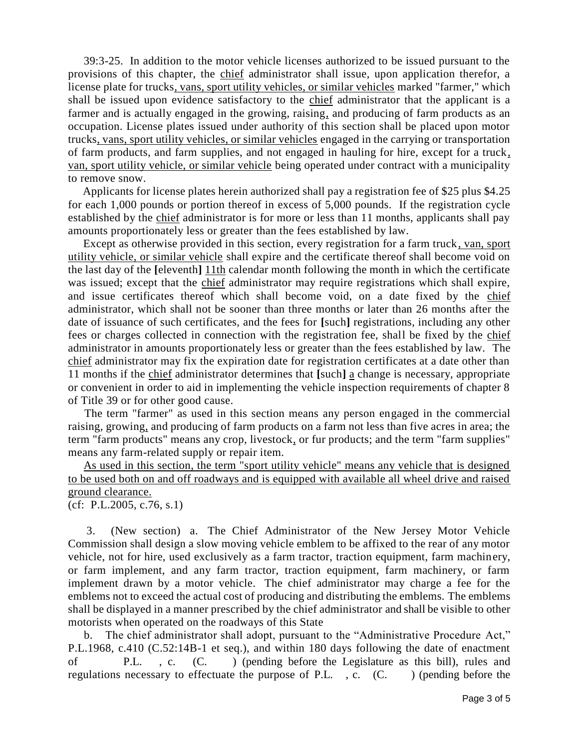39:3-25. In addition to the motor vehicle licenses authorized to be issued pursuant to the provisions of this chapter, the chief administrator shall issue, upon application therefor, a license plate for trucks, vans, sport utility vehicles, or similar vehicles marked "farmer," which shall be issued upon evidence satisfactory to the chief administrator that the applicant is a farmer and is actually engaged in the growing, raising, and producing of farm products as an occupation. License plates issued under authority of this section shall be placed upon motor trucks, vans, sport utility vehicles, or similar vehicles engaged in the carrying or transportation of farm products, and farm supplies, and not engaged in hauling for hire, except for a truck, van, sport utility vehicle, or similar vehicle being operated under contract with a municipality to remove snow.

Applicants for license plates herein authorized shall pay a registration fee of $25 plus $4.25 for each 1,000 pounds or portion thereof in excess of 5,000 pounds. If the registration cycle established by the chief administrator is for more or less than 11 months, applicants shall pay amounts proportionately less or greater than the fees established by law.

Except as otherwise provided in this section, every registration for a farm truck, van, sport utility vehicle, or similar vehicle shall expire and the certificate thereof shall become void on the last day of the [eleventh] 11th calendar month following the month in which the certificate was issued; except that the chief administrator may require registrations which shall expire, and issue certificates thereof which shall become void, on a date fixed by the chief administrator, which shall not be sooner than three months or later than 26 months after the date of issuance of such certificates, and the fees for [such] registrations, including any other fees or charges collected in connection with the registration fee, shall be fixed by the chief administrator in amounts proportionately less or greater than the fees established by law. The chief administrator may fix the expiration date for registration certificates at a date other than 11 months if the chief administrator determines that [such] a change is necessary, appropriate or convenient in order to aid in implementing the vehicle inspection requirements of chapter 8 of Title 39 or for other good cause.

The term "farmer" as used in this section means any person engaged in the commercial raising, growing, and producing of farm products on a farm not less than five acres in area; the term "farm products" means any crop, livestock, or fur products; and the term "farm supplies" means any farm-related supply or repair item.

As used in this section, the term "sport utility vehicle" means any vehicle that is designed to be used both on and off roadways and is equipped with available all wheel drive and raised ground clearance.

(cf: P.L.2005, c.76, s.1)

3. (New section) a. The Chief Administrator of the New Jersey Motor Vehicle Commission shall design a slow moving vehicle emblem to be affixed to the rear of any motor vehicle, not for hire, used exclusively as a farm tractor, traction equipment, farm machinery, or farm implement, and any farm tractor, traction equipment, farm machinery, or farm implement drawn by a motor vehicle. The chief administrator may charge a fee for the emblems not to exceed the actual cost of producing and distributing the emblems. The emblems shall be displayed in a manner prescribed by the chief administrator and shall be visible to other motorists when operated on the roadways of this State

b. The chief administrator shall adopt, pursuant to the "Administrative Procedure Act," P.L.1968, c.410 (C.52:14B-1 et seq.), and within 180 days following the date of enactment of P.L. , c. (C. ) (pending before the Legislature as this bill), rules and regulations necessary to effectuate the purpose of P.L. , c. (C. ) (pending before the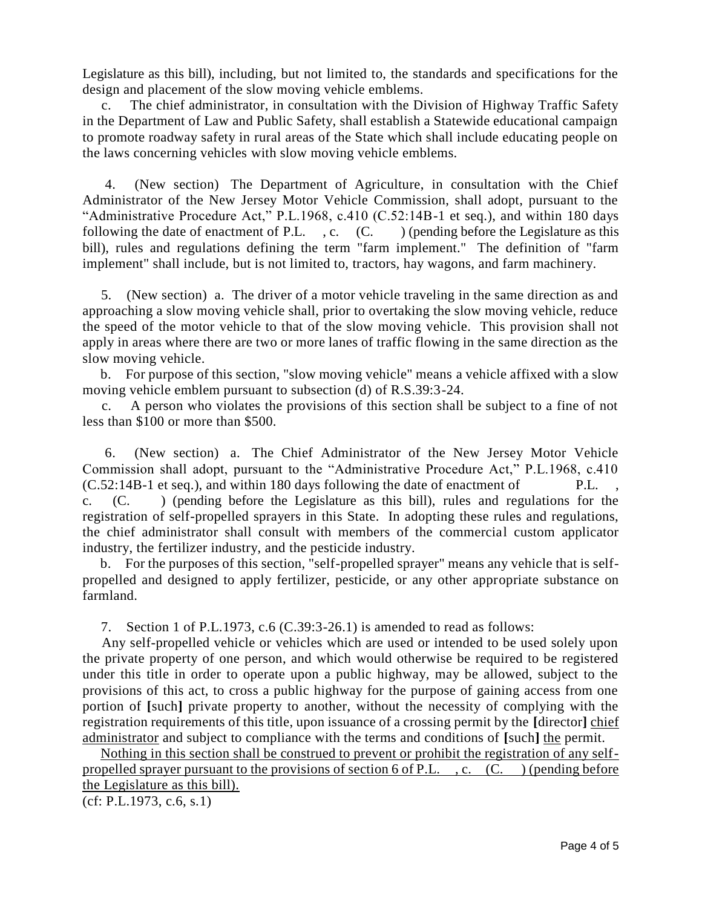Legislature as this bill), including, but not limited to, the standards and specifications for the design and placement of the slow moving vehicle emblems.

c. The chief administrator, in consultation with the Division of Highway Traffic Safety in the Department of Law and Public Safety, shall establish a Statewide educational campaign to promote roadway safety in rural areas of the State which shall include educating people on the laws concerning vehicles with slow moving vehicle emblems.

4. (New section) The Department of Agriculture, in consultation with the Chief Administrator of the New Jersey Motor Vehicle Commission, shall adopt, pursuant to the "Administrative Procedure Act," P.L.1968, c.410 (C.52:14B-1 et seq.), and within 180 days following the date of enactment of P.L. , c. (C. ) (pending before the Legislature as this bill), rules and regulations defining the term "farm implement." The definition of "farm implement" shall include, but is not limited to, tractors, hay wagons, and farm machinery.

5. (New section) a. The driver of a motor vehicle traveling in the same direction as and approaching a slow moving vehicle shall, prior to overtaking the slow moving vehicle, reduce the speed of the motor vehicle to that of the slow moving vehicle. This provision shall not apply in areas where there are two or more lanes of traffic flowing in the same direction as the slow moving vehicle.

b. For purpose of this section, "slow moving vehicle" means a vehicle affixed with a slow moving vehicle emblem pursuant to subsection (d) of R.S.39:3-24.

c. A person who violates the provisions of this section shall be subject to a fine of not less than $100 or more than $500.

6. (New section) a. The Chief Administrator of the New Jersey Motor Vehicle Commission shall adopt, pursuant to the "Administrative Procedure Act," P.L.1968, c.410 (C.52:14B-1 et seq.), and within 180 days following the date of enactment of P.L. , c. (C. ) (pending before the Legislature as this bill), rules and regulations for the registration of self-propelled sprayers in this State. In adopting these rules and regulations, the chief administrator shall consult with members of the commercial custom applicator industry, the fertilizer industry, and the pesticide industry.

b. For the purposes of this section, "self-propelled sprayer" means any vehicle that is self-propelled and designed to apply fertilizer, pesticide, or any other appropriate substance on farmland.

7. Section 1 of P.L.1973, c.6 (C.39:3-26.1) is amended to read as follows:

Any self-propelled vehicle or vehicles which are used or intended to be used solely upon the private property of one person, and which would otherwise be required to be registered under this title in order to operate upon a public highway, may be allowed, subject to the provisions of this act, to cross a public highway for the purpose of gaining access from one portion of **[**such**]** private property to another, without the necessity of complying with the registration requirements of this title, upon issuance of a crossing permit by the **[**director**]** <u>chief administrator</u> and subject to compliance with the terms and conditions of **[**such**]** <u>the</u> permit.

<u>Nothing in this section shall be construed to prevent or prohibit the registration of any self-propelled sprayer pursuant to the provisions of section 6 of P.L. , c. (C. ) (pending before the Legislature as this bill).</u>

(cf: P.L.1973, c.6, s.1)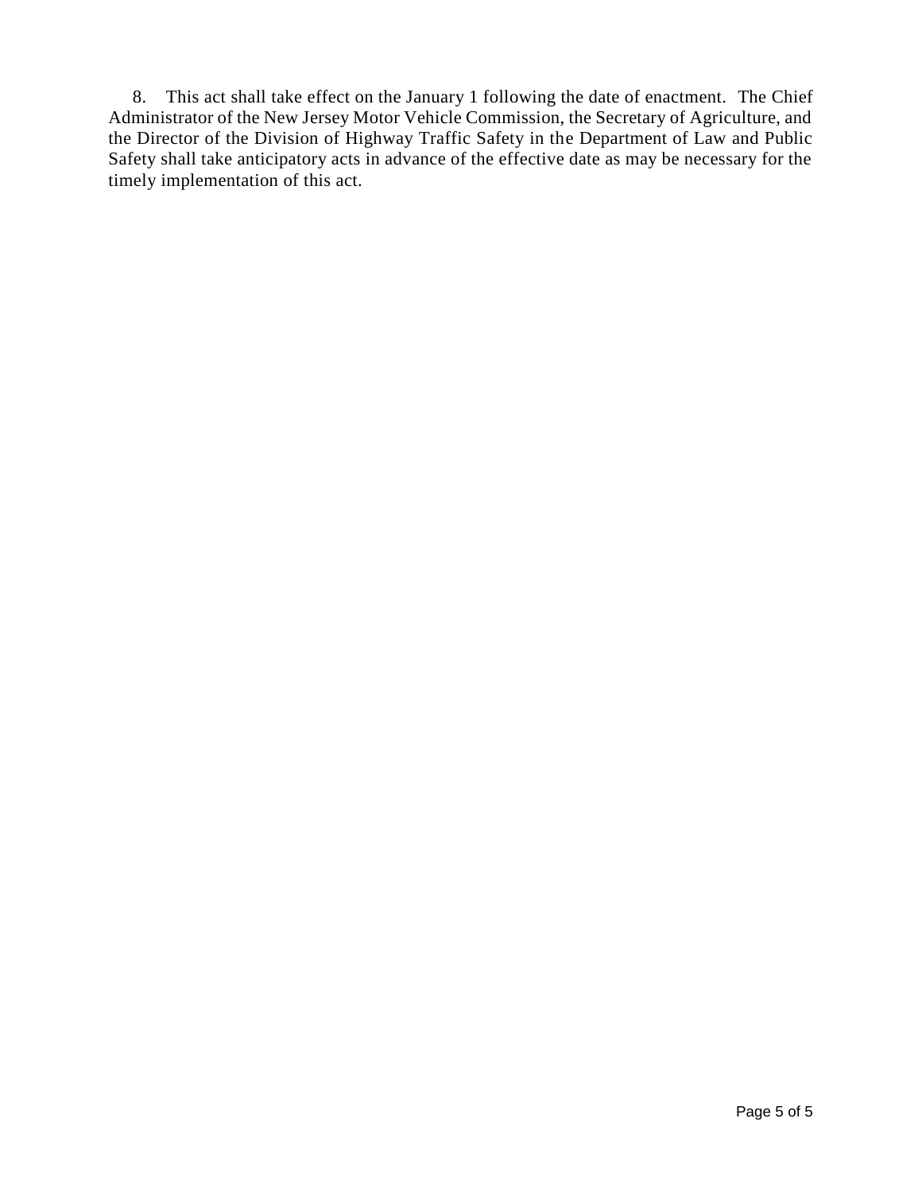8. This act shall take effect on the January 1 following the date of enactment. The Chief Administrator of the New Jersey Motor Vehicle Commission, the Secretary of Agriculture, and the Director of the Division of Highway Traffic Safety in the Department of Law and Public Safety shall take anticipatory acts in advance of the effective date as may be necessary for the timely implementation of this act.